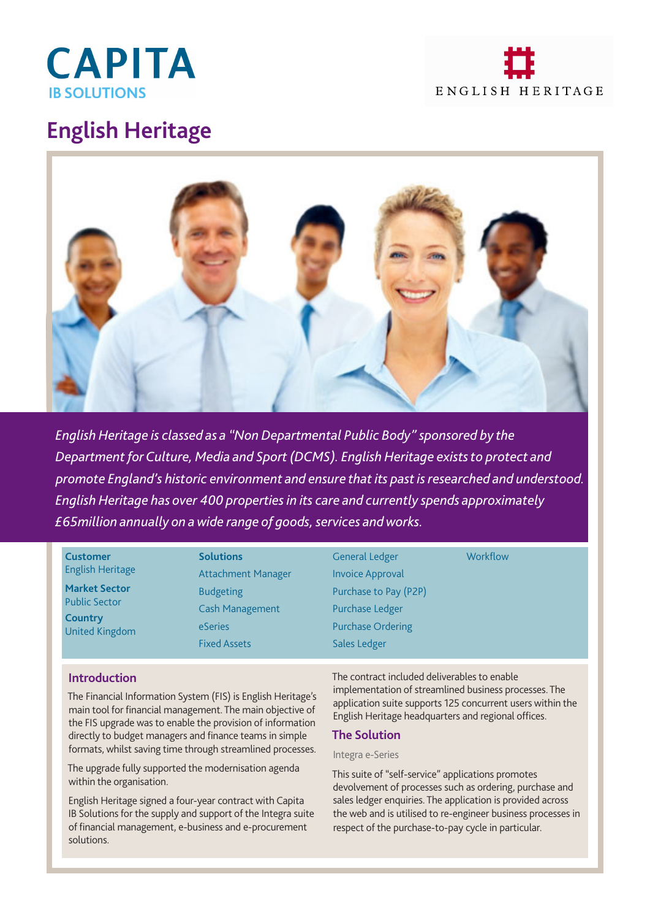CAPITA
IB SOLUTIONS

ENGLISH HERITAGE

# English Heritage

*English Heritage is classed as a "Non Departmental Public Body" sponsored by the Department for Culture, Media and Sport (DCMS). English Heritage exists to protect and promote England's historic environment and ensure that its past is researched and understood. English Heritage has over 400 properties in its care and currently spends approximately £65million annually on a wide range of goods, services and works.*

**Customer**
English Heritage

**Market Sector**
Public Sector

**Country**
United Kingdom

**Solutions**
- Attachment Manager
- Budgeting
- Cash Management
- eSeries
- Fixed Assets
- General Ledger
- Invoice Approval
- Purchase to Pay (P2P)
- Purchase Ledger
- Purchase Ordering
- Sales Ledger
- Workflow

## Introduction

The Financial Information System (FIS) is English Heritage's main tool for financial management. The main objective of the FIS upgrade was to enable the provision of information directly to budget managers and finance teams in simple formats, whilst saving time through streamlined processes.

The upgrade fully supported the modernisation agenda within the organisation.

English Heritage signed a four-year contract with Capita IB Solutions for the supply and support of the Integra suite of financial management, e-business and e-procurement solutions.

The contract included deliverables to enable implementation of streamlined business processes. The application suite supports 125 concurrent users within the English Heritage headquarters and regional offices.

## The Solution

Integra e-Series

This suite of "self-service" applications promotes devolvement of processes such as ordering, purchase and sales ledger enquiries. The application is provided across the web and is utilised to re-engineer business processes in respect of the purchase-to-pay cycle in particular.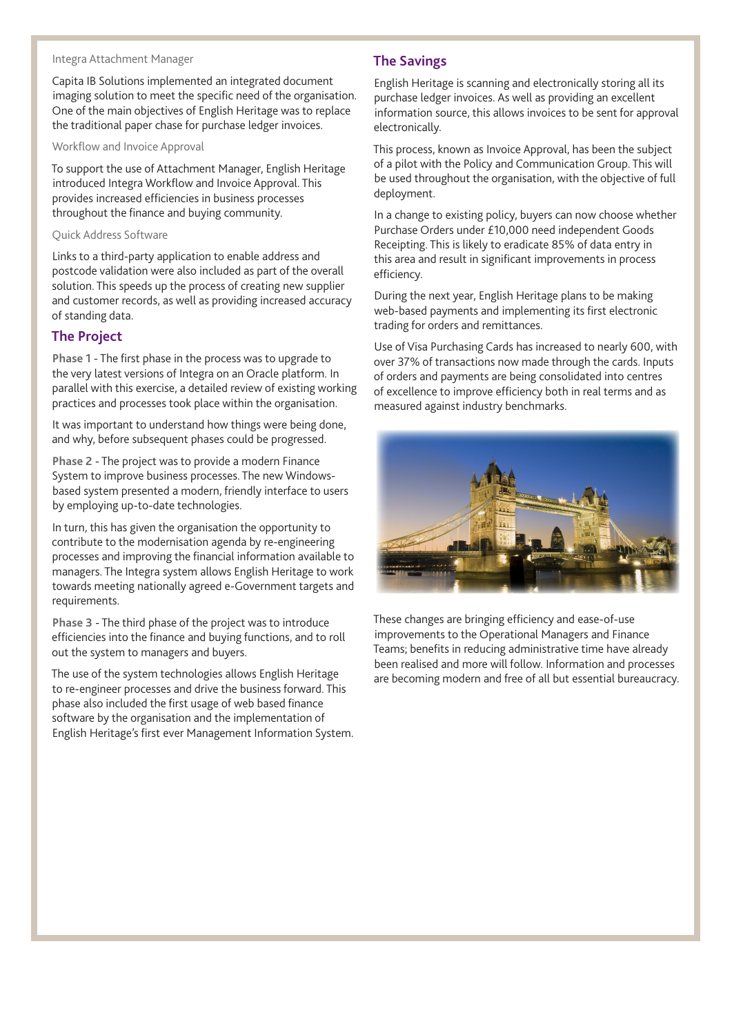Integra Attachment Manager

Capita IB Solutions implemented an integrated document imaging solution to meet the specific need of the organisation. One of the main objectives of English Heritage was to replace the traditional paper chase for purchase ledger invoices.

Workflow and Invoice Approval

To support the use of Attachment Manager, English Heritage introduced Integra Workflow and Invoice Approval. This provides increased efficiencies in business processes throughout the finance and buying community.

Quick Address Software

Links to a third-party application to enable address and postcode validation were also included as part of the overall solution. This speeds up the process of creating new supplier and customer records, as well as providing increased accuracy of standing data.

## The Project

**Phase 1** - The first phase in the process was to upgrade to the very latest versions of Integra on an Oracle platform. In parallel with this exercise, a detailed review of existing working practices and processes took place within the organisation.

It was important to understand how things were being done, and why, before subsequent phases could be progressed.

**Phase 2** - The project was to provide a modern Finance System to improve business processes. The new Windows-based system presented a modern, friendly interface to users by employing up-to-date technologies.

In turn, this has given the opportunity to contribute to the modernisation agenda by re-engineering processes and improving the financial information available to managers. The Integra system allows English Heritage to work towards meeting nationally agreed e-Government targets and requirements.

**Phase 3** - The third phase of the project was to introduce efficiencies into the finance and buying functions, and to roll out the system to managers and buyers.

The use of the system technologies allows English Heritage to re-engineer processes and drive the business forward. This phase also included the first usage of web based finance software by the organisation and the implementation of English Heritage's first ever Management Information System.

## The Savings

English Heritage is scanning and electronically storing all its purchase ledger invoices. As well as providing an excellent information source, this allows invoices to be sent for approval electronically.

This process, known as Invoice Approval, has been the subject of a pilot with the Policy and Communication Group. This will be used throughout the organisation, with the objective of full deployment.

In a change to existing policy, buyers can now choose whether Purchase Orders under £10,000 need independent Goods Receipting. This is likely to eradicate 85% of data entry in this area and result in significant improvements in process efficiency.

During the next year, English Heritage plans to be making web-based payments and implementing its first electronic trading for orders and remittances.

Use of Visa Purchasing Cards has increased to nearly 600, with over 37% of transactions now made through the cards. Inputs of orders and payments are being consolidated into centres of excellence to improve efficiency both in real terms and as measured against industry benchmarks.

These changes are bringing efficiency and ease-of-use improvements to the Operational Managers and Finance Teams; benefits in reducing administrative time have already been realised and more will follow. Information and processes are becoming modern and free of all but essential bureaucracy.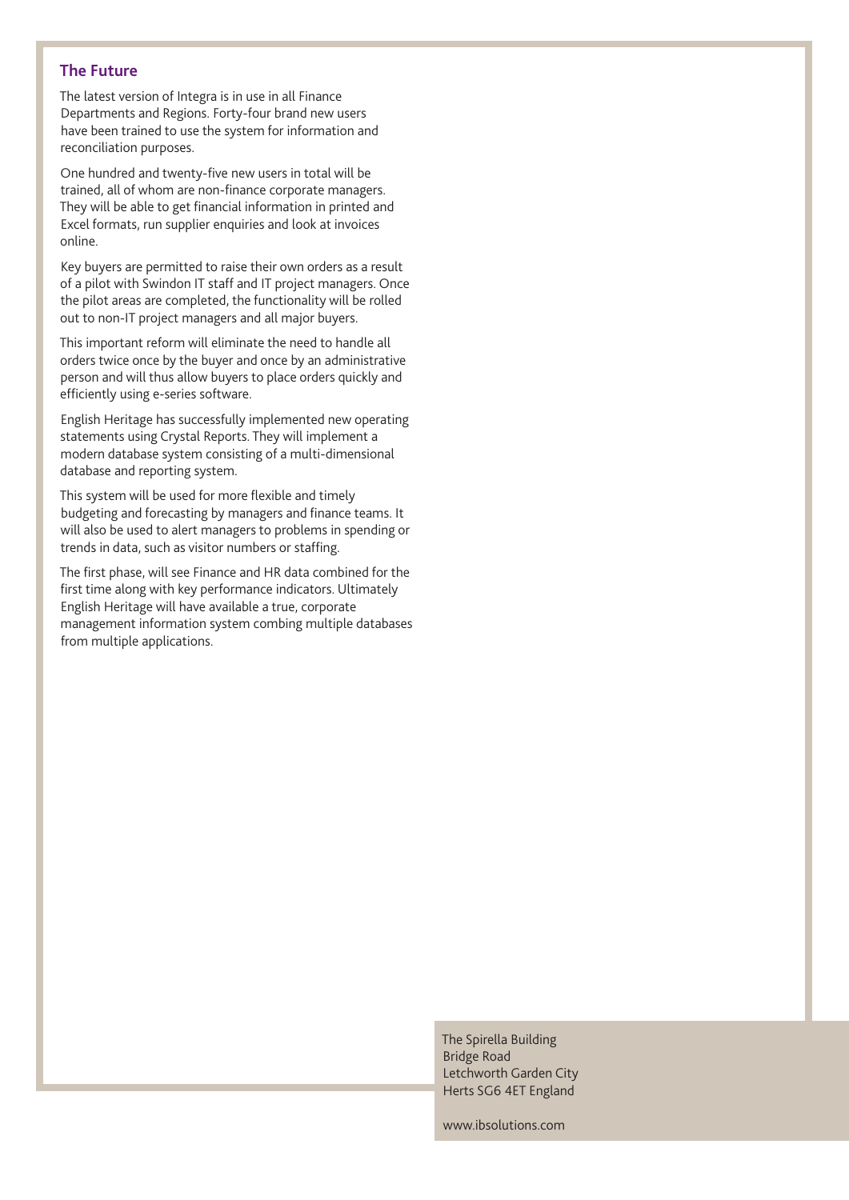## The Future

The latest version of Integra is in use in all Finance Departments and Regions. Forty-four brand new users have been trained to use the system for information and reconciliation purposes.

One hundred and twenty-five new users in total will be trained, all of whom are non-finance corporate managers. They will be able to get financial information in printed and Excel formats, run supplier enquiries and look at invoices online.

Key buyers are permitted to raise their own orders as a result of a pilot with Swindon IT staff and IT project managers. Once the pilot areas are completed, the functionality will be rolled out to non-IT project managers and all major buyers.

This important reform will eliminate the need to handle all orders twice once by the buyer and once by an administrative person and will thus allow buyers to place orders quickly and efficiently using e-series software.

English Heritage has successfully implemented new operating statements using Crystal Reports. They will implement a modern database system consisting of a multi-dimensional database and reporting system.

This system will be used for more flexible and timely budgeting and forecasting by managers and finance teams. It will also be used to alert managers to problems in spending or trends in data, such as visitor numbers or staffing.

The first phase, will see Finance and HR data combined for the first time along with key performance indicators. Ultimately English Heritage will have available a true, corporate management information system combing multiple databases from multiple applications.

The Spirella Building
Bridge Road
Letchworth Garden City
Herts SG6 4ET England

www.ibsolutions.com